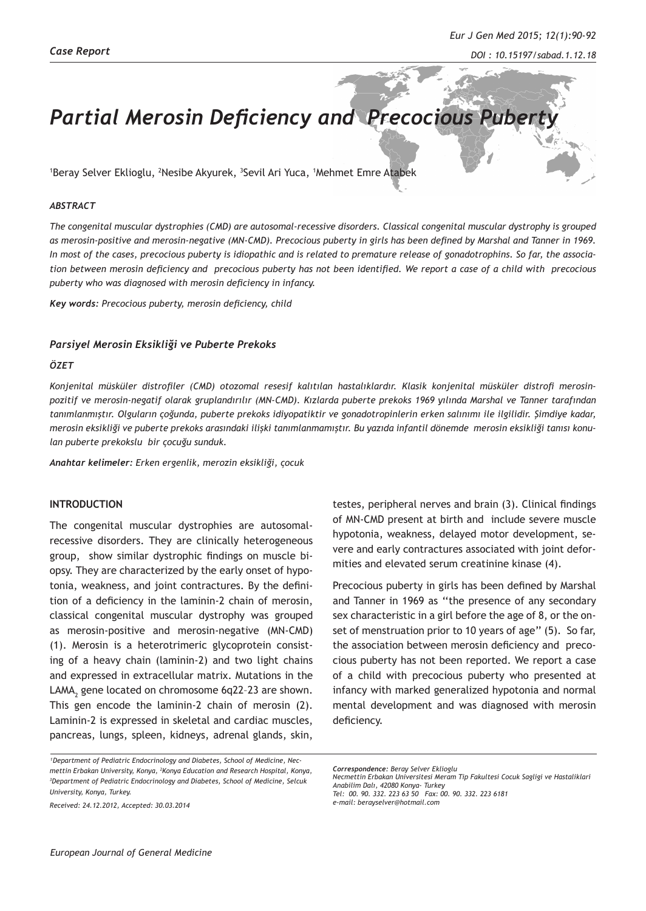*Case Report*

# Partial Merosin Deficiency and Precocious Puberty

[1]Beray Selver Eklioglu, [2]Nesibe Akyurek, [3]Sevil Ari Yuca, [1]Mehmet Emre Atabek

### *ABSTRACT*

*The congenital muscular dystrophies (CMD) are autosomal-recessive disorders. Classical congenital muscular dystrophy is grouped as merosin-positive and merosin-negative (MN-CMD). Precocious puberty in girls has been defined by Marshal and Tanner in 1969. In most of the cases, precocious puberty is idiopathic and is related to premature release of gonadotrophins. So far, the association between merosin deficiency and precocious puberty has not been identified. We report a case of a child with precocious puberty who was diagnosed with merosin deficiency in infancy.*

***Key words:*** *Precocious puberty, merosin deficiency, child*

### *Parsiyel Merosin Eksikliği ve Puberte Prekoks*

### *ÖZET*

*Konjenital müsküler distrofiler (CMD) otozomal resesif kalıtılan hastalıklardır. Klasik konjenital müsküler distrofi merosin-pozitif ve merosin-negatif olarak gruplandırılır (MN-CMD). Kızlarda puberte prekoks 1969 yılında Marshal ve Tanner tarafından tanımlanmıştır. Olguların çoğunda, puberte prekoks idiyopatiktir ve gonadotropinlerin erken salınımı ile ilgilidir. Şimdiye kadar, merosin eksikliği ve puberte prekoks arasındaki ilişki tanımlanmamıştır. Bu yazıda infantil dönemde merosin eksikliği tanısı konulan puberte prekokslu bir çocuğu sunduk.*

***Anahtar kelimeler:*** *Erken ergenlik, merozin eksikliği, çocuk*

## INTRODUCTION

The congenital muscular dystrophies are autosomal-recessive disorders. They are clinically heterogeneous group, show similar dystrophic findings on muscle biopsy. They are characterized by the early onset of hypotonia, weakness, and joint contractures. By the definition of a deficiency in the laminin-2 chain of merosin, classical congenital muscular dystrophy was grouped as merosin-positive and merosin-negative (MN-CMD) (1). Merosin is a heterotrimeric glycoprotein consisting of a heavy chain (laminin-2) and two light chains and expressed in extracellular matrix. Mutations in the $LAMA_2$ gene located on chromosome 6q22–23 are shown. This gen encode the laminin-2 chain of merosin (2). Laminin-2 is expressed in skeletal and cardiac muscles, pancreas, lungs, spleen, kidneys, adrenal glands, skin, testes, peripheral nerves and brain (3). Clinical findings of MN-CMD present at birth and include severe muscle hypotonia, weakness, delayed motor development, severe and early contractures associated with joint deformities and elevated serum creatinine kinase (4).

Precocious puberty in girls has been defined by Marshal and Tanner in 1969 as "the presence of any secondary sex characteristic in a girl before the age of 8, or the onset of menstruation prior to 10 years of age" (5). So far, the association between merosin deficiency and precocious puberty has not been reported. We report a case of a child with precocious puberty who presented at infancy with marked generalized hypotonia and normal mental development and was diagnosed with merosin deficiency.

*[1]Department of Pediatric Endocrinology and Diabetes, School of Medicine, Necmettin Erbakan University, Konya, [2]Konya Education and Research Hospital, Konya, [3]Department of Pediatric Endocrinology and Diabetes, School of Medicine, Selcuk University, Konya, Turkey.*

*Received: 24.12.2012, Accepted: 30.03.2014*

***Correspondence:*** *Beray Selver Eklioglu*
*Necmettin Erbakan Universitesi Meram Tip Fakultesi Cocuk Sagligi ve Hastaliklari Anabilim Dalı, 42080 Konya- Turkey*
*Tel: 00. 90. 332. 223 63 50 Fax: 00. 90. 332. 223 6181*
*e-mail: berayselver@hotmail.com*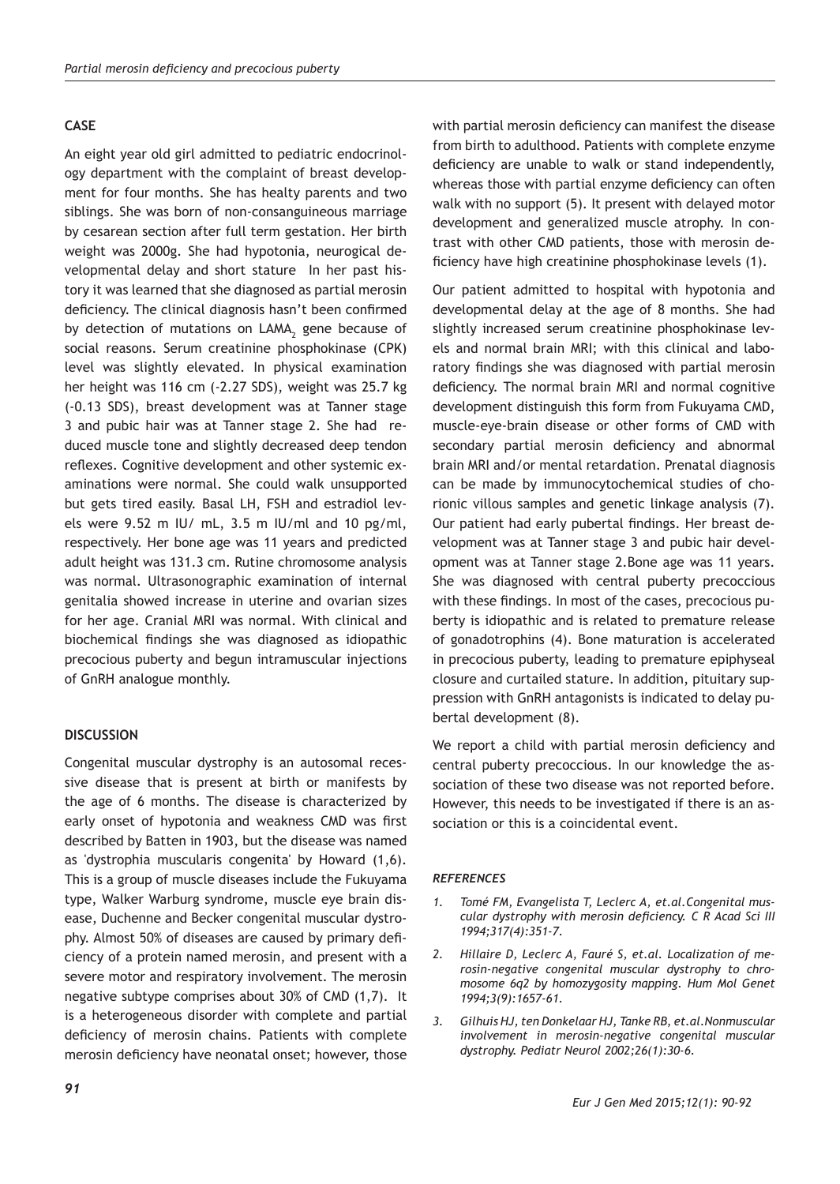## CASE

An eight year old girl admitted to pediatric endocrinology department with the complaint of breast development for four months. She has healty parents and two siblings. She was born of non-consanguineous marriage by cesarean section after full term gestation. Her birth weight was 2000g. She had hypotonia, neurogical developmental delay and short stature In her past history it was learned that she diagnosed as partial merosin deficiency. The clinical diagnosis hasn't been confirmed by detection of mutations on $LAMA_2$ gene because of social reasons. Serum creatinine phosphokinase (CPK) level was slightly elevated. In physical examination her height was 116 cm (-2.27 SDS), weight was 25.7 kg (-0.13 SDS), breast development was at Tanner stage 3 and pubic hair was at Tanner stage 2. She had reduced muscle tone and slightly decreased deep tendon reflexes. Cognitive development and other systemic examinations were normal. She could walk unsupported but gets tired easily. Basal LH, FSH and estradiol levels were 9.52 m IU/ mL, 3.5 m IU/ml and 10 pg/ml, respectively. Her bone age was 11 years and predicted adult height was 131.3 cm. Rutine chromosome analysis was normal. Ultrasonographic examination of internal genitalia showed increase in uterine and ovarian sizes for her age. Cranial MRI was normal. With clinical and biochemical findings she was diagnosed as idiopathic precocious puberty and begun intramuscular injections of GnRH analogue monthly.

## DISCUSSION

Congenital muscular dystrophy is an autosomal recessive disease that is present at birth or manifests by the age of 6 months. The disease is characterized by early onset of hypotonia and weakness CMD was first described by Batten in 1903, but the disease was named as 'dystrophia muscularis congenita' by Howard (1,6). This is a group of muscle diseases include the Fukuyama type, Walker Warburg syndrome, muscle eye brain disease, Duchenne and Becker congenital muscular dystrophy. Almost 50% of diseases are caused by primary deficiency of a protein named merosin, and present with a severe motor and respiratory involvement. The merosin negative subtype comprises about 30% of CMD (1,7). It is a heterogeneous disorder with complete and partial deficiency of merosin chains. Patients with complete merosin deficiency have neonatal onset; however, those with partial merosin deficiency can manifest the disease from birth to adulthood. Patients with complete enzyme deficiency are unable to walk or stand independently, whereas those with partial enzyme deficiency can often walk with no support (5). It present with delayed motor development and generalized muscle atrophy. In contrast with other CMD patients, those with merosin deficiency have high creatinine phosphokinase levels (1).

Our patient admitted to hospital with hypotonia and developmental delay at the age of 8 months. She had slightly increased serum creatinine phosphokinase levels and normal brain MRI; with this clinical and laboratory findings she was diagnosed with partial merosin deficiency. The normal brain MRI and normal cognitive development distinguish this form from Fukuyama CMD, muscle-eye-brain disease or other forms of CMD with secondary partial merosin deficiency and abnormal brain MRI and/or mental retardation. Prenatal diagnosis can be made by immunocytochemical studies of chorionic villous samples and genetic linkage analysis (7). Our patient had early pubertal findings. Her breast development was at Tanner stage 3 and pubic hair development was at Tanner stage 2.Bone age was 11 years. She was diagnosed with central puberty precoccious with these findings. In most of the cases, precocious puberty is idiopathic and is related to premature release of gonadotrophins (4). Bone maturation is accelerated in precocious puberty, leading to premature epiphyseal closure and curtailed stature. In addition, pituitary suppression with GnRH antagonists is indicated to delay pubertal development (8).

We report a child with partial merosin deficiency and central puberty precoccious. In our knowledge the association of these two disease was not reported before. However, this needs to be investigated if there is an association or this is a coincidental event.

### *REFERENCES*

1. *Tomé FM, Evangelista T, Leclerc A, et.al.Congenital muscular dystrophy with merosin deficiency. C R Acad Sci III 1994;317(4):351-7.*
2. *Hillaire D, Leclerc A, Fauré S, et.al. Localization of merosin-negative congenital muscular dystrophy to chromosome 6q2 by homozygosity mapping. Hum Mol Genet 1994;3(9):1657-61.*
3. *Gilhuis HJ, ten Donkelaar HJ, Tanke RB, et.al.Nonmuscular involvement in merosin-negative congenital muscular dystrophy. Pediatr Neurol 2002;26(1):30-6.*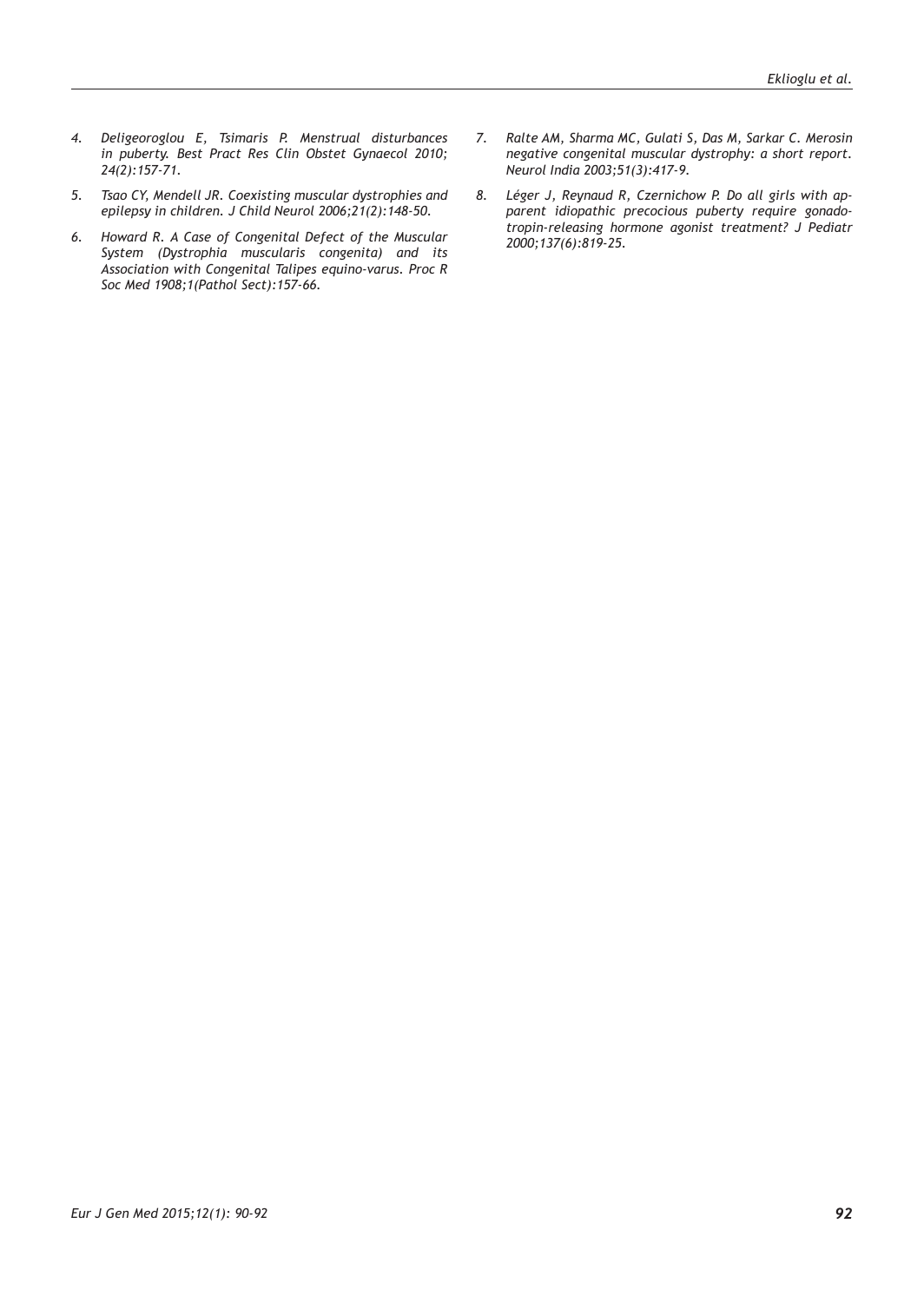4. *Deligeoroglou E, Tsimaris P. Menstrual disturbances in puberty. Best Pract Res Clin Obstet Gynaecol 2010; 24(2):157-71.*

5. *Tsao CY, Mendell JR. Coexisting muscular dystrophies and epilepsy in children. J Child Neurol 2006;21(2):148-50.*

6. *Howard R. A Case of Congenital Defect of the Muscular System (Dystrophia muscularis congenita) and its Association with Congenital Talipes equino-varus. Proc R Soc Med 1908;1(Pathol Sect):157-66.*

7. *Ralte AM, Sharma MC, Gulati S, Das M, Sarkar C. Merosin negative congenital muscular dystrophy: a short report. Neurol India 2003;51(3):417-9.*

8. *Léger J, Reynaud R, Czernichow P. Do all girls with apparent idiopathic precocious puberty require gonadotropin-releasing hormone agonist treatment? J Pediatr 2000;137(6):819-25.*